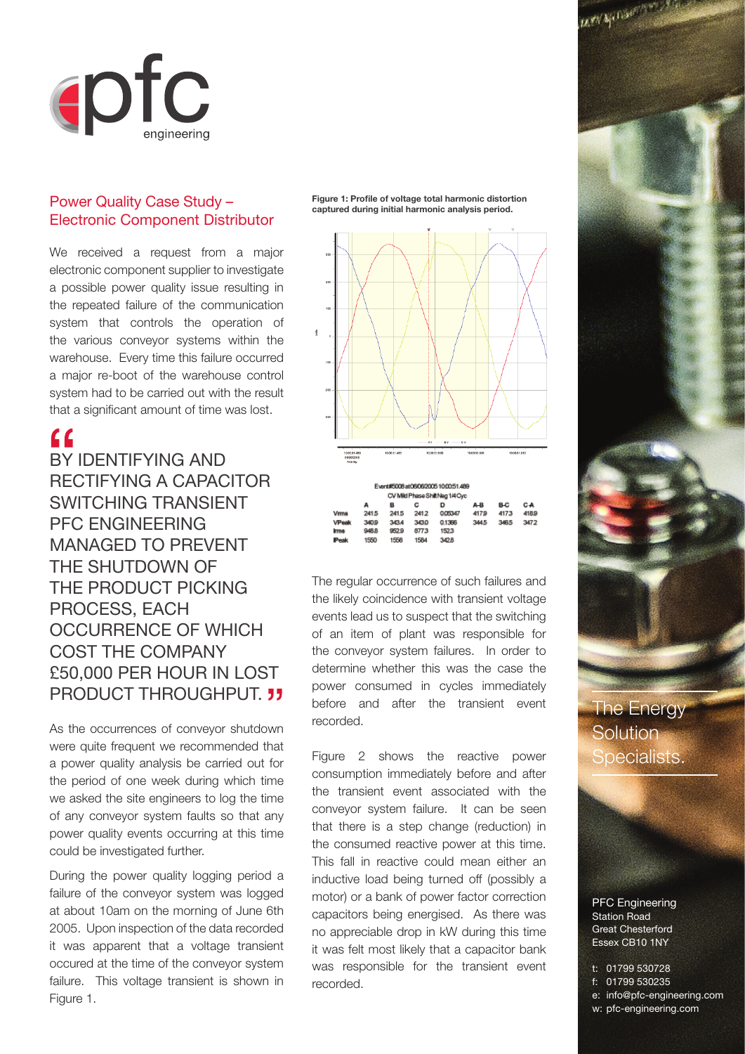pfc engineering

## Power Quality Case Study – Electronic Component Distributor

We received a request from a major electronic component supplier to investigate a possible power quality issue resulting in the repeated failure of the communication system that controls the operation of the various conveyor systems within the warehouse. Every time this failure occurred a major re-boot of the warehouse control system had to be carried out with the result that a significant amount of time was lost.

> "BY IDENTIFYING AND RECTIFYING A CAPACITOR SWITCHING TRANSIENT PFC ENGINEERING MANAGED TO PREVENT THE SHUTDOWN OF THE PRODUCT PICKING PROCESS, EACH OCCURRENCE OF WHICH COST THE COMPANY £50,000 PER HOUR IN LOST PRODUCT THROUGHPUT."

As the occurrences of conveyor shutdown were quite frequent we recommended that a power quality analysis be carried out for the period of one week during which time we asked the site engineers to log the time of any conveyor system faults so that any power quality events occurring at this time could be investigated further.

During the power quality logging period a failure of the conveyor system was logged at about 10am on the morning of June 6th 2005. Upon inspection of the data recorded it was apparent that a voltage transient occured at the time of the conveyor system failure. This voltage transient is shown in Figure 1.

**Figure 1: Profile of voltage total harmonic distortion captured during initial harmonic analysis period.**

Event#5008 at 06/06/2005 10:00:51.489
CV Mild Phase Shift Neg 1/4 Cyc

| | A | B | C | D | A-B | B-C | C-A |
|---|---|---|---|---|---|---|---|
| Vrms | 241.5 | 241.5 | 241.2 | 0.05347 | 417.9 | 417.3 | 418.9 |
| VPeak | 340.9 | 343.4 | 343.0 | 0.1366 | 344.5 | 346.5 | 347.2 |
| Irms | 948.8 | 952.9 | 877.3 | 152.3 | | | |
| IPeak | 1550 | 1558 | 1584 | 342.8 | | | |

The regular occurrence of such failures and the likely coincidence with transient voltage events lead us to suspect that the switching of an item of plant was responsible for the conveyor system failures. In order to determine whether this was the case the power consumed in cycles immediately before and after the transient event recorded.

Figure 2 shows the reactive power consumption immediately before and after the transient event associated with the conveyor system failure. It can be seen that there is a step change (reduction) in the consumed reactive power at this time. This fall in reactive could mean either an inductive load being turned off (possibly a motor) or a bank of power factor correction capacitors being energised. As there was no appreciable drop in kW during this time it was felt most likely that a capacitor bank was responsible for the transient event recorded.

The Energy Solution Specialists.

PFC Engineering
Station Road
Great Chesterford
Essex CB10 1NY

t: 01799 530728
f: 01799 530235
e: info@pfc-engineering.com
w: pfc-engineering.com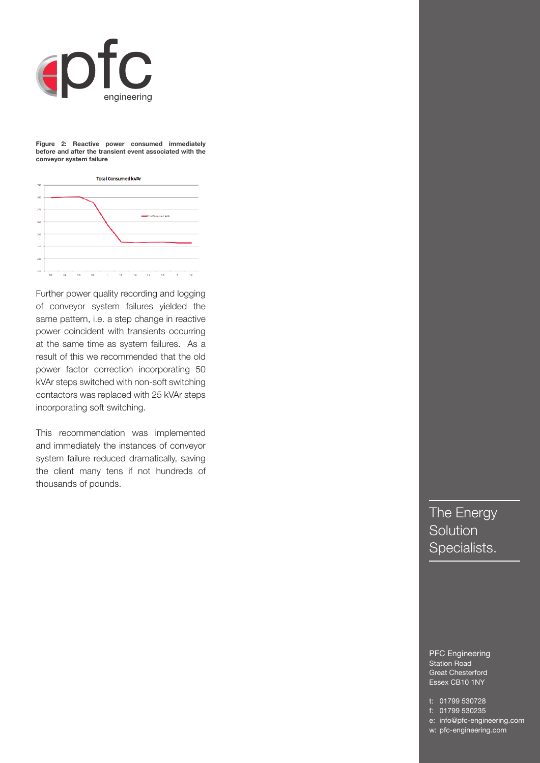**Figure 2: Reactive power consumed immediately before and after the transient event associated with the conveyor system failure**

Total Consumed kVAr

Total Consumed kVAr

Further power quality recording and logging of conveyor system failures yielded the same pattern, i.e. a step change in reactive power coincident with transients occurring at the same time as system failures. As a result of this we recommended that the old power factor correction incorporating 50 kVAr steps switched with non-soft switching contactors was replaced with 25 kVAr steps incorporating soft switching.

This recommendation was implemented and immediately the instances of conveyor system failure reduced dramatically, saving the client many tens if not hundreds of thousands of pounds.

The Energy Solution Specialists.

PFC Engineering
Station Road
Great Chesterford
Essex CB10 1NY

t: 01799 530728
f: 01799 530235
e: info@pfc-engineering.com
w: pfc-engineering.com